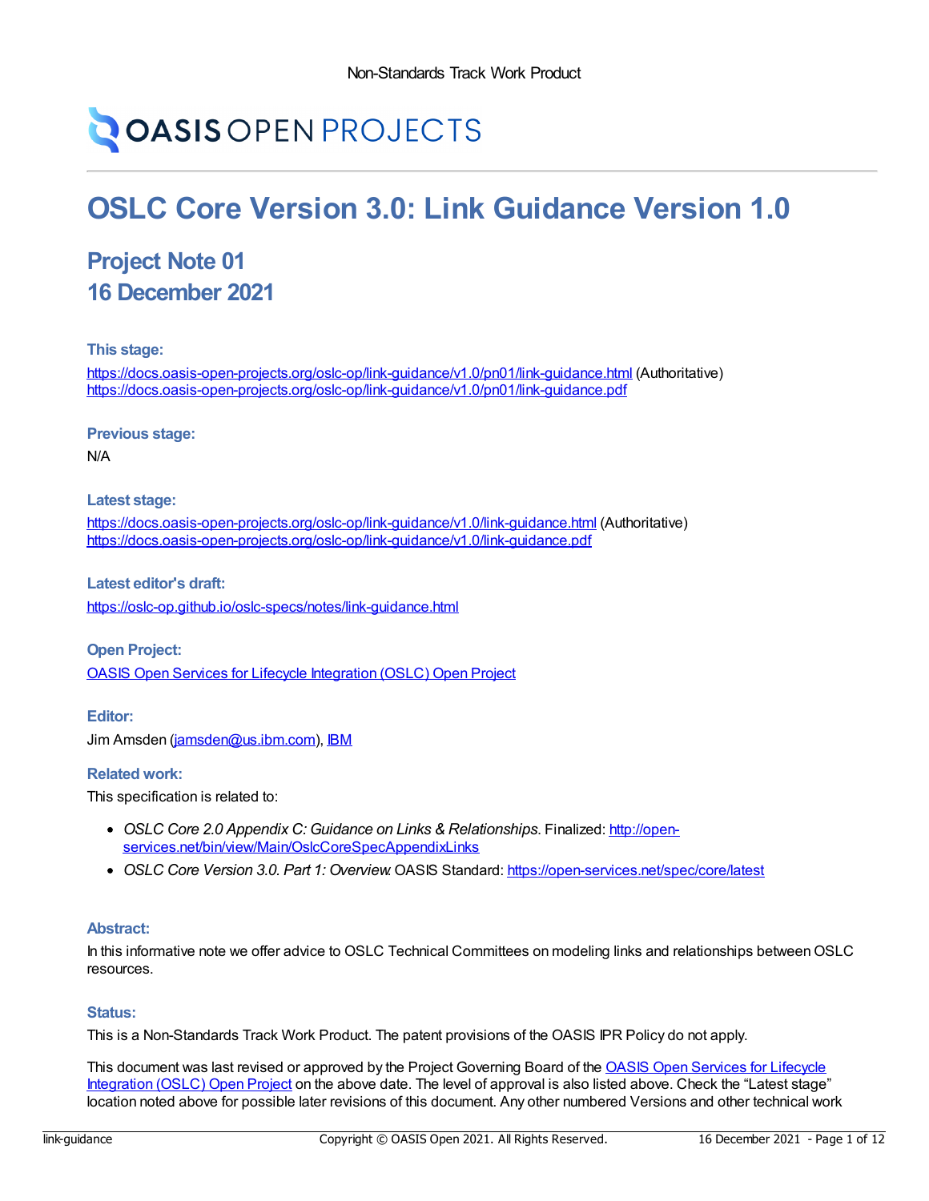Non-Standards Track Work Product

OASIS OPEN PROJECTS

# OSLC Core Version 3.0: Link Guidance Version 1.0

## Project Note 01
## 16 December 2021

#### This stage:

https://docs.oasis-open-projects.org/oslc-op/link-guidance/v1.0/pn01/link-guidance.html (Authoritative)
https://docs.oasis-open-projects.org/oslc-op/link-guidance/v1.0/pn01/link-guidance.pdf

#### Previous stage:

N/A

#### Latest stage:

https://docs.oasis-open-projects.org/oslc-op/link-guidance/v1.0/link-guidance.html (Authoritative)
https://docs.oasis-open-projects.org/oslc-op/link-guidance/v1.0/link-guidance.pdf

#### Latest editor's draft:

https://oslc-op.github.io/oslc-specs/notes/link-guidance.html

#### Open Project:

OASIS Open Services for Lifecycle Integration (OSLC) Open Project

#### Editor:

Jim Amsden (jamsden@us.ibm.com), IBM

#### Related work:

This specification is related to:

- *OSLC Core 2.0 Appendix C: Guidance on Links & Relationships*. Finalized: http://open-services.net/bin/view/Main/OslcCoreSpecAppendixLinks
- *OSLC Core Version 3.0. Part 1: Overview*. OASIS Standard: https://open-services.net/spec/core/latest

#### Abstract:

In this informative note we offer advice to OSLC Technical Committees on modeling links and relationships between OSLC resources.

#### Status:

This is a Non-Standards Track Work Product. The patent provisions of the OASIS IPR Policy do not apply.

This document was last revised or approved by the Project Governing Board of the OASIS Open Services for Lifecycle Integration (OSLC) Open Project on the above date. The level of approval is also listed above. Check the “Latest stage” location noted above for possible later revisions of this document. Any other numbered Versions and other technical work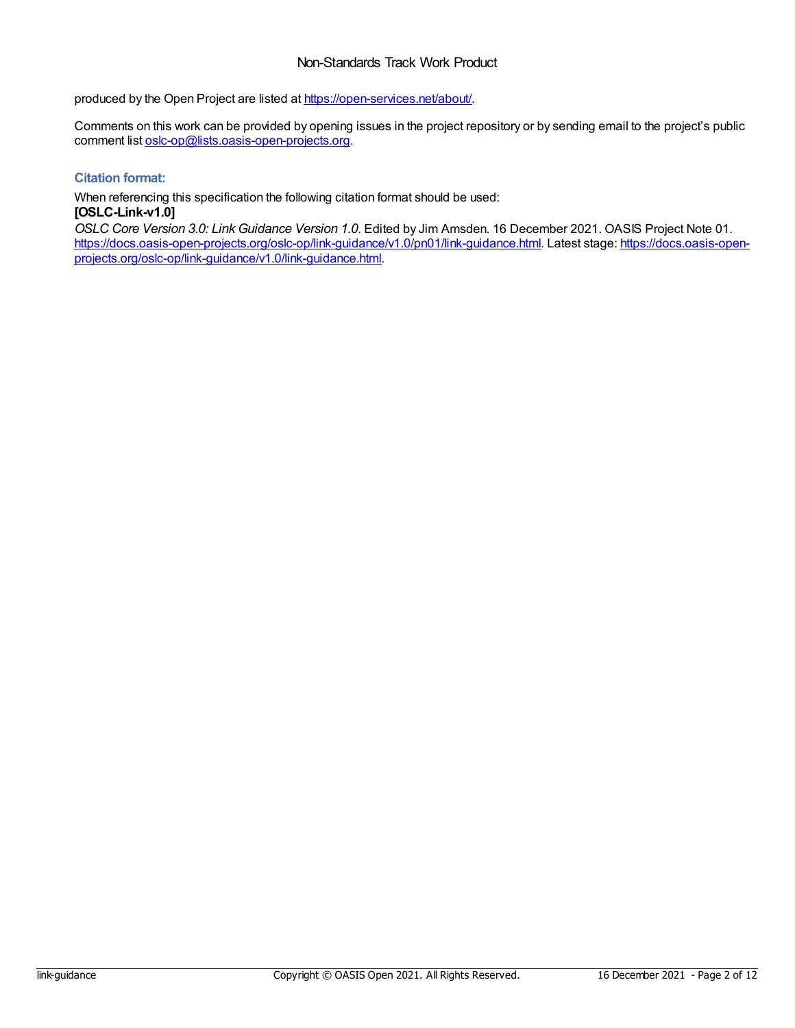produced by the Open Project are listed at https://open-services.net/about/.

Comments on this work can be provided by opening issues in the project repository or by sending email to the project's public comment list oslc-op@lists.oasis-open-projects.org.

### Citation format:

When referencing this specification the following citation format should be used:
**[OSLC-Link-v1.0]**
*OSLC Core Version 3.0: Link Guidance Version 1.0*. Edited by Jim Amsden. 16 December 2021. OASIS Project Note 01. https://docs.oasis-open-projects.org/oslc-op/link-guidance/v1.0/pn01/link-guidance.html. Latest stage: https://docs.oasis-open-projects.org/oslc-op/link-guidance/v1.0/link-guidance.html.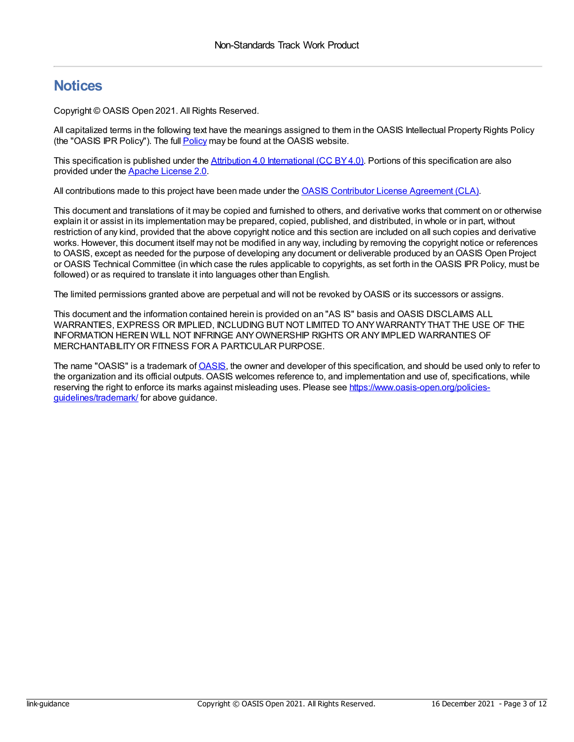# Notices

Copyright © OASIS Open 2021. All Rights Reserved.

All capitalized terms in the following text have the meanings assigned to them in the OASIS Intellectual Property Rights Policy (the "OASIS IPR Policy"). The full [Policy](https://www.oasis-open.org/policies-guidelines/ipr/) may be found at the OASIS website.

This specification is published under the [Attribution 4.0 International (CC BY 4.0)](https://creativecommons.org/licenses/by/4.0/legalcode). Portions of this specification are also provided under the [Apache License 2.0](https://www.apache.org/licenses/LICENSE-2.0).

All contributions made to this project have been made under the [OASIS Contributor License Agreement (CLA)](https://www.oasis-open.org/policies-guidelines/open-projects-process/#individual-cla-exhibit).

This document and translations of it may be copied and furnished to others, and derivative works that comment on or otherwise explain it or assist in its implementation may be prepared, copied, published, and distributed, in whole or in part, without restriction of any kind, provided that the above copyright notice and this section are included on all such copies and derivative works. However, this document itself may not be modified in any way, including by removing the copyright notice or references to OASIS, except as needed for the purpose of developing any document or deliverable produced by an OASIS Open Project or OASIS Technical Committee (in which case the rules applicable to copyrights, as set forth in the OASIS IPR Policy, must be followed) or as required to translate it into languages other than English.

The limited permissions granted above are perpetual and will not be revoked by OASIS or its successors or assigns.

This document and the information contained herein is provided on an "AS IS" basis and OASIS DISCLAIMS ALL WARRANTIES, EXPRESS OR IMPLIED, INCLUDING BUT NOT LIMITED TO ANY WARRANTY THAT THE USE OF THE INFORMATION HEREIN WILL NOT INFRINGE ANY OWNERSHIP RIGHTS OR ANY IMPLIED WARRANTIES OF MERCHANTABILITY OR FITNESS FOR A PARTICULAR PURPOSE.

The name "OASIS" is a trademark of [OASIS](https://www.oasis-open.org/), the owner and developer of this specification, and should be used only to refer to the organization and its official outputs. OASIS welcomes reference to, and implementation and use of, specifications, while reserving the right to enforce its marks against misleading uses. Please see [https://www.oasis-open.org/policies-guidelines/trademark/](https://www.oasis-open.org/policies-guidelines/trademark/) for above guidance.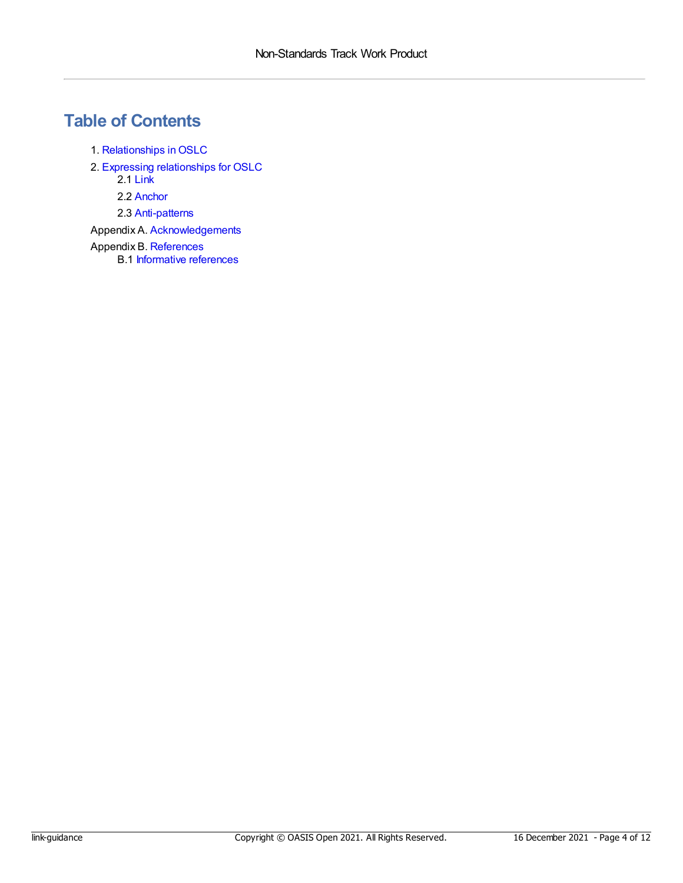# Table of Contents

1. Relationships in OSLC
2. Expressing relationships for OSLC
   - 2.1 Link
   - 2.2 Anchor
   - 2.3 Anti-patterns

Appendix A. Acknowledgements

Appendix B. References
   - B.1 Informative references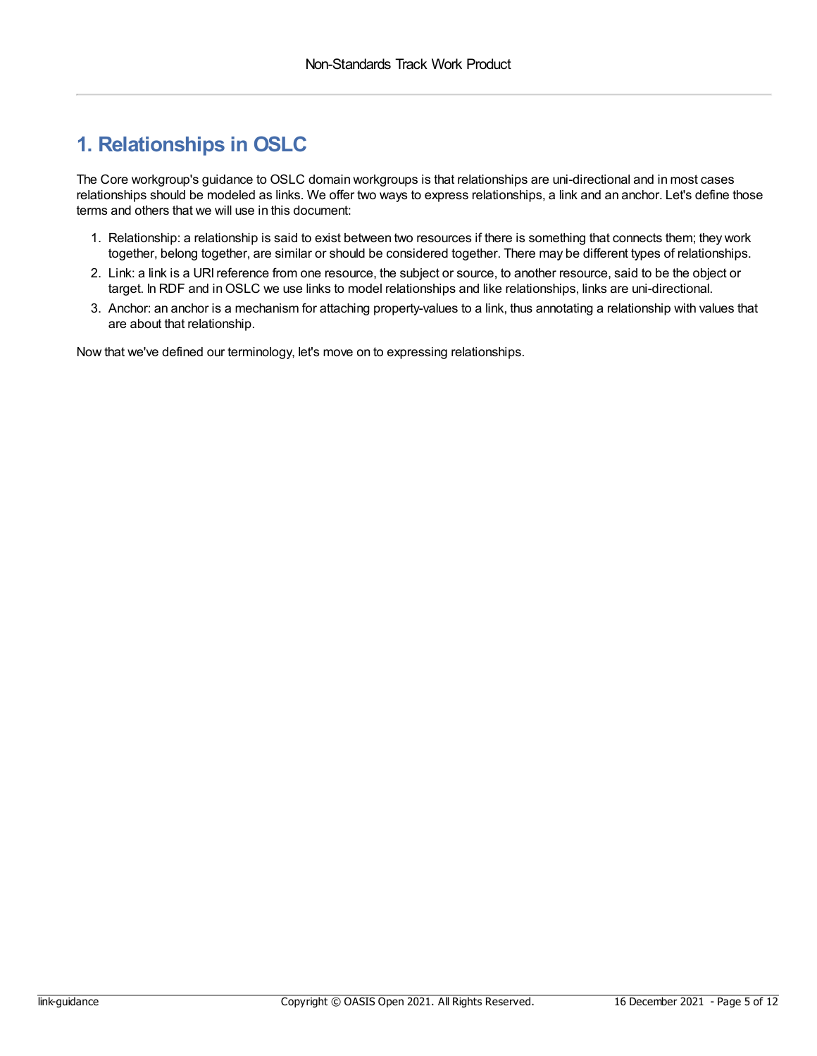# 1. Relationships in OSLC

The Core workgroup's guidance to OSLC domain workgroups is that relationships are uni-directional and in most cases relationships should be modeled as links. We offer two ways to express relationships, a link and an anchor. Let's define those terms and others that we will use in this document:

1. Relationship: a relationship is said to exist between two resources if there is something that connects them; they work together, belong together, are similar or should be considered together. There may be different types of relationships.
2. Link: a link is a URI reference from one resource, the subject or source, to another resource, said to be the object or target. In RDF and in OSLC we use links to model relationships and like relationships, links are uni-directional.
3. Anchor: an anchor is a mechanism for attaching property-values to a link, thus annotating a relationship with values that are about that relationship.

Now that we've defined our terminology, let's move on to expressing relationships.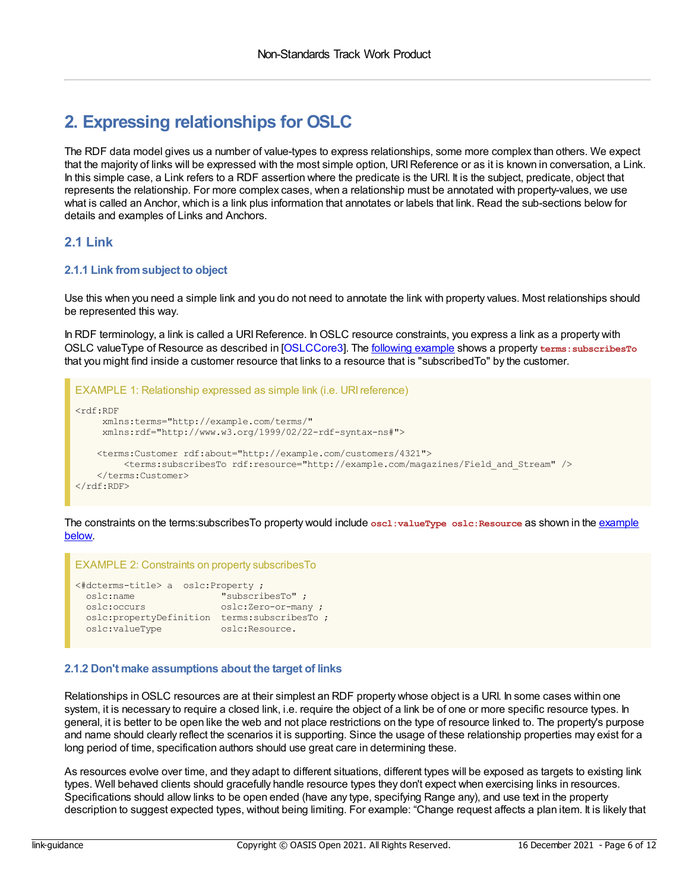# 2. Expressing relationships for OSLC

The RDF data model gives us a number of value-types to express relationships, some more complex than others. We expect that the majority of links will be expressed with the most simple option, URI Reference or as it is known in conversation, a Link. In this simple case, a Link refers to a RDF assertion where the predicate is the URI. It is the subject, predicate, object that represents the relationship. For more complex cases, when a relationship must be annotated with property-values, we use what is called an Anchor, which is a link plus information that annotates or labels that link. Read the sub-sections below for details and examples of Links and Anchors.

## 2.1 Link

### 2.1.1 Link from subject to object

Use this when you need a simple link and you do not need to annotate the link with property values. Most relationships should be represented this way.

In RDF terminology, a link is called a URI Reference. In OSLC resource constraints, you express a link as a property with OSLC valueType of Resource as described in [OSLCCore3]. The following example shows a property `terms:subscribesTo` that you might find inside a customer resource that links to a resource that is "subscribedTo" by the customer.

EXAMPLE 1: Relationship expressed as simple link (i.e. URI reference)

```
<rdf:RDF
     xmlns:terms="http://example.com/terms/"
     xmlns:rdf="http://www.w3.org/1999/02/22-rdf-syntax-ns#">

    <terms:Customer rdf:about="http://example.com/customers/4321">
         <terms:subscribesTo rdf:resource="http://example.com/magazines/Field_and_Stream" />
    </terms:Customer>
</rdf:RDF>
```

The constraints on the terms:subscribesTo property would include `oscl:valueType oslc:Resource` as shown in the example below.

EXAMPLE 2: Constraints on property subscribesTo

```
<#dcterms-title> a  oslc:Property ;
  oslc:name                "subscribesTo" ;
  oslc:occurs              oslc:Zero-or-many ;
  oslc:propertyDefinition  terms:subscribesTo ;
  oslc:valueType           oslc:Resource.
```

### 2.1.2 Don't make assumptions about the target of links

Relationships in OSLC resources are at their simplest an RDF property whose object is a URI. In some cases within one system, it is necessary to require a closed link, i.e. require the object of a link be of one or more specific resource types. In general, it is better to be open like the web and not place restrictions on the type of resource linked to. The property's purpose and name should clearly reflect the scenarios it is supporting. Since the usage of these relationship properties may exist for a long period of time, specification authors should use great care in determining these.

As resources evolve over time, and they adapt to different situations, different types will be exposed as targets to existing link types. Well behaved clients should gracefully handle resource types they don't expect when exercising links in resources. Specifications should allow links to be open ended (have any type, specifying Range any), and use text in the property description to suggest expected types, without being limiting. For example: "Change request affects a plan item. It is likely that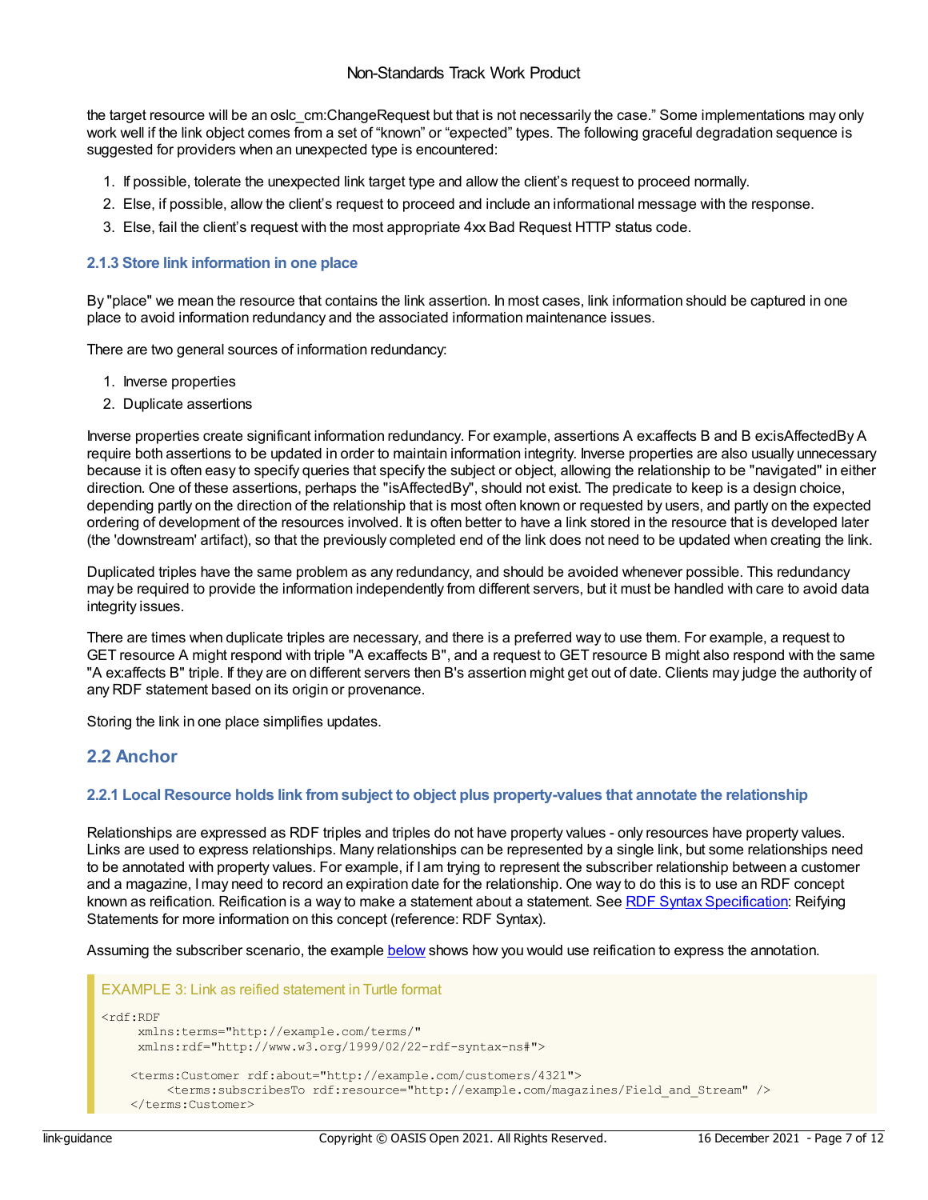the target resource will be an oslc_cm:ChangeRequest but that is not necessarily the case." Some implementations may only work well if the link object comes from a set of "known" or "expected" types. The following graceful degradation sequence is suggested for providers when an unexpected type is encountered:

1. If possible, tolerate the unexpected link target type and allow the client's request to proceed normally.
2. Else, if possible, allow the client's request to proceed and include an informational message with the response.
3. Else, fail the client's request with the most appropriate 4xx Bad Request HTTP status code.

### 2.1.3 Store link information in one place

By "place" we mean the resource that contains the link assertion. In most cases, link information should be captured in one place to avoid information redundancy and the associated information maintenance issues.

There are two general sources of information redundancy:

1. Inverse properties
2. Duplicate assertions

Inverse properties create significant information redundancy. For example, assertions A ex:affects B and B ex:isAffectedBy A require both assertions to be updated in order to maintain information integrity. Inverse properties are also usually unnecessary because it is often easy to specify queries that specify the subject or object, allowing the relationship to be "navigated" in either direction. One of these assertions, perhaps the "isAffectedBy", should not exist. The predicate to keep is a design choice, depending partly on the direction of the relationship that is most often known or requested by users, and partly on the expected ordering of development of the resources involved. It is often better to have a link stored in the resource that is developed later (the 'downstream' artifact), so that the previously completed end of the link does not need to be updated when creating the link.

Duplicated triples have the same problem as any redundancy, and should be avoided whenever possible. This redundancy may be required to provide the information independently from different servers, but it must be handled with care to avoid data integrity issues.

There are times when duplicate triples are necessary, and there is a preferred way to use them. For example, a request to GET resource A might respond with triple "A ex:affects B", and a request to GET resource B might also respond with the same "A ex:affects B" triple. If they are on different servers then B's assertion might get out of date. Clients may judge the authority of any RDF statement based on its origin or provenance.

Storing the link in one place simplifies updates.

## 2.2 Anchor

### 2.2.1 Local Resource holds link from subject to object plus property-values that annotate the relationship

Relationships are expressed as RDF triples and triples do not have property values - only resources have property values. Links are used to express relationships. Many relationships can be represented by a single link, but some relationships need to be annotated with property values. For example, if I am trying to represent the subscriber relationship between a customer and a magazine, I may need to record an expiration date for the relationship. One way to do this is to use an RDF concept known as reification. Reification is a way to make a statement about a statement. See RDF Syntax Specification: Reifying Statements for more information on this concept (reference: RDF Syntax).

Assuming the subscriber scenario, the example below shows how you would use reification to express the annotation.

EXAMPLE 3: Link as reified statement in Turtle format

```
<rdf:RDF
     xmlns:terms="http://example.com/terms/"
     xmlns:rdf="http://www.w3.org/1999/02/22-rdf-syntax-ns#">

    <terms:Customer rdf:about="http://example.com/customers/4321">
         <terms:subscribesTo rdf:resource="http://example.com/magazines/Field_and_Stream" />
    </terms:Customer>
```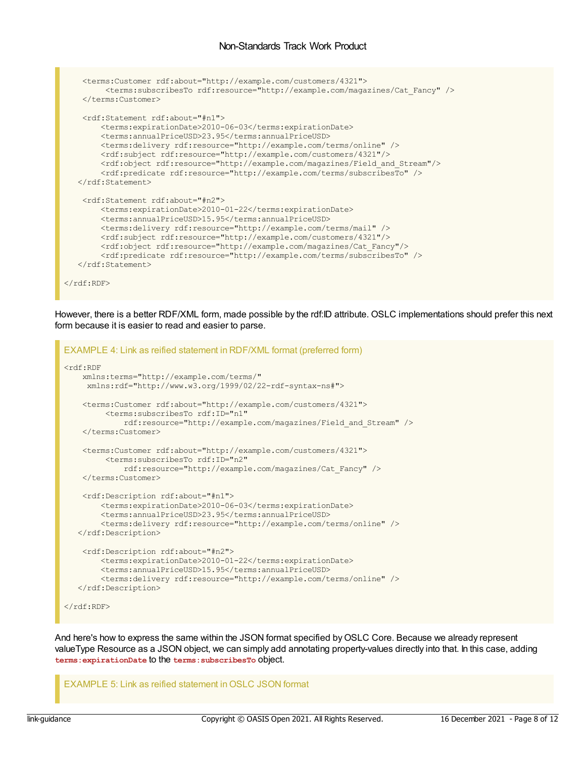```
    <terms:Customer rdf:about="http://example.com/customers/4321">
         <terms:subscribesTo rdf:resource="http://example.com/magazines/Cat_Fancy" />
    </terms:Customer>

    <rdf:Statement rdf:about="#n1">
        <terms:expirationDate>2010-06-03</terms:expirationDate>
        <terms:annualPriceUSD>23.95</terms:annualPriceUSD>
        <terms:delivery rdf:resource="http://example.com/terms/online" />
        <rdf:subject rdf:resource="http://example.com/customers/4321"/>
        <rdf:object rdf:resource="http://example.com/magazines/Field_and_Stream"/>
        <rdf:predicate rdf:resource="http://example.com/terms/subscribesTo" />
   </rdf:Statement>

    <rdf:Statement rdf:about="#n2">
        <terms:expirationDate>2010-01-22</terms:expirationDate>
        <terms:annualPriceUSD>15.95</terms:annualPriceUSD>
        <terms:delivery rdf:resource="http://example.com/terms/mail" />
        <rdf:subject rdf:resource="http://example.com/customers/4321"/>
        <rdf:object rdf:resource="http://example.com/magazines/Cat_Fancy"/>
        <rdf:predicate rdf:resource="http://example.com/terms/subscribesTo" />
   </rdf:Statement>

</rdf:RDF>
```

However, there is a better RDF/XML form, made possible by the rdf:ID attribute. OSLC implementations should prefer this next form because it is easier to read and easier to parse.

EXAMPLE 4: Link as reified statement in RDF/XML format (preferred form)

```
<rdf:RDF
    xmlns:terms="http://example.com/terms/"
     xmlns:rdf="http://www.w3.org/1999/02/22-rdf-syntax-ns#">

    <terms:Customer rdf:about="http://example.com/customers/4321">
         <terms:subscribesTo rdf:ID="n1"
             rdf:resource="http://example.com/magazines/Field_and_Stream" />
    </terms:Customer>

    <terms:Customer rdf:about="http://example.com/customers/4321">
         <terms:subscribesTo rdf:ID="n2"
             rdf:resource="http://example.com/magazines/Cat_Fancy" />
    </terms:Customer>

    <rdf:Description rdf:about="#n1">
        <terms:expirationDate>2010-06-03</terms:expirationDate>
        <terms:annualPriceUSD>23.95</terms:annualPriceUSD>
        <terms:delivery rdf:resource="http://example.com/terms/online" />
   </rdf:Description>

    <rdf:Description rdf:about="#n2">
        <terms:expirationDate>2010-01-22</terms:expirationDate>
        <terms:annualPriceUSD>15.95</terms:annualPriceUSD>
        <terms:delivery rdf:resource="http://example.com/terms/online" />
   </rdf:Description>

</rdf:RDF>
```

And here's how to express the same within the JSON format specified by OSLC Core. Because we already represent valueType Resource as a JSON object, we can simply add annotating property-values directly into that. In this case, adding `terms:expirationDate` to the `terms:subscribesTo` object.

EXAMPLE 5: Link as reified statement in OSLC JSON format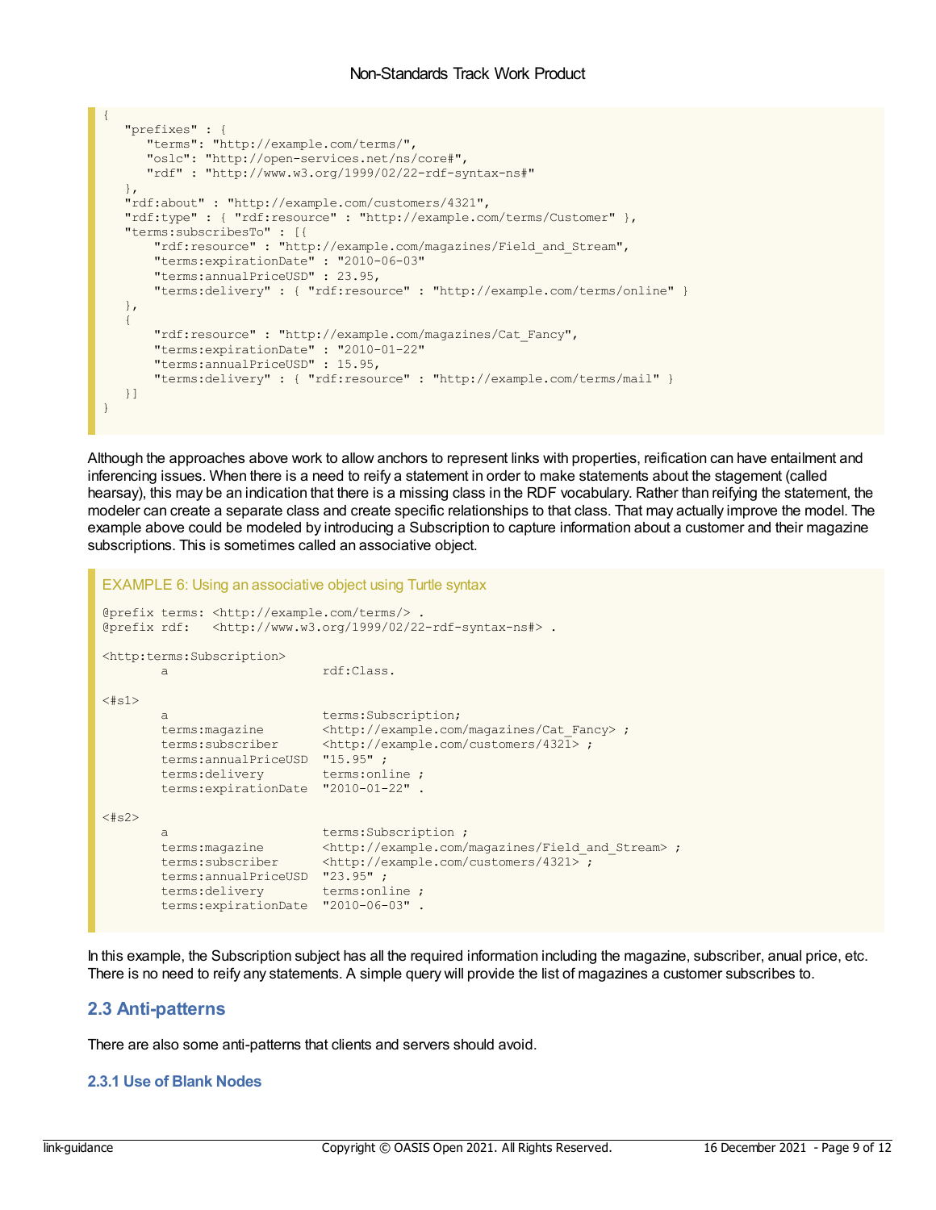```
{
   "prefixes" : {
      "terms": "http://example.com/terms/",
      "oslc": "http://open-services.net/ns/core#",
      "rdf" : "http://www.w3.org/1999/02/22-rdf-syntax-ns#"
   },
   "rdf:about" : "http://example.com/customers/4321",
   "rdf:type" : { "rdf:resource" : "http://example.com/terms/Customer" },
   "terms:subscribesTo" : [{
       "rdf:resource" : "http://example.com/magazines/Field_and_Stream",
       "terms:expirationDate" : "2010-06-03"
       "terms:annualPriceUSD" : 23.95,
       "terms:delivery" : { "rdf:resource" : "http://example.com/terms/online" }
   },
   {
       "rdf:resource" : "http://example.com/magazines/Cat_Fancy",
       "terms:expirationDate" : "2010-01-22"
       "terms:annualPriceUSD" : 15.95,
       "terms:delivery" : { "rdf:resource" : "http://example.com/terms/mail" }
   }]
}
```

Although the approaches above work to allow anchors to represent links with properties, reification can have entailment and inferencing issues. When there is a need to reify a statement in order to make statements about the stagement (called hearsay), this may be an indication that there is a missing class in the RDF vocabulary. Rather than reifying the statement, the modeler can create a separate class and create specific relationships to that class. That may actually improve the model. The example above could be modeled by introducing a Subscription to capture information about a customer and their magazine subscriptions. This is sometimes called an associative object.

EXAMPLE 6: Using an associative object using Turtle syntax

```
@prefix terms: <http://example.com/terms/> .
@prefix rdf:   <http://www.w3.org/1999/02/22-rdf-syntax-ns#> .

<http:terms:Subscription>
        a                     rdf:Class.

<#s1>
        a                     terms:Subscription;
        terms:magazine        <http://example.com/magazines/Cat_Fancy> ;
        terms:subscriber      <http://example.com/customers/4321> ;
        terms:annualPriceUSD  "15.95" ;
        terms:delivery        terms:online ;
        terms:expirationDate  "2010-01-22" .

<#s2>
        a                     terms:Subscription ;
        terms:magazine        <http://example.com/magazines/Field_and_Stream> ;
        terms:subscriber      <http://example.com/customers/4321> ;
        terms:annualPriceUSD  "23.95" ;
        terms:delivery        terms:online ;
        terms:expirationDate  "2010-06-03" .
```

In this example, the Subscription subject has all the required information including the magazine, subscriber, anual price, etc. There is no need to reify any statements. A simple query will provide the list of magazines a customer subscribes to.

## 2.3 Anti-patterns

There are also some anti-patterns that clients and servers should avoid.

### 2.3.1 Use of Blank Nodes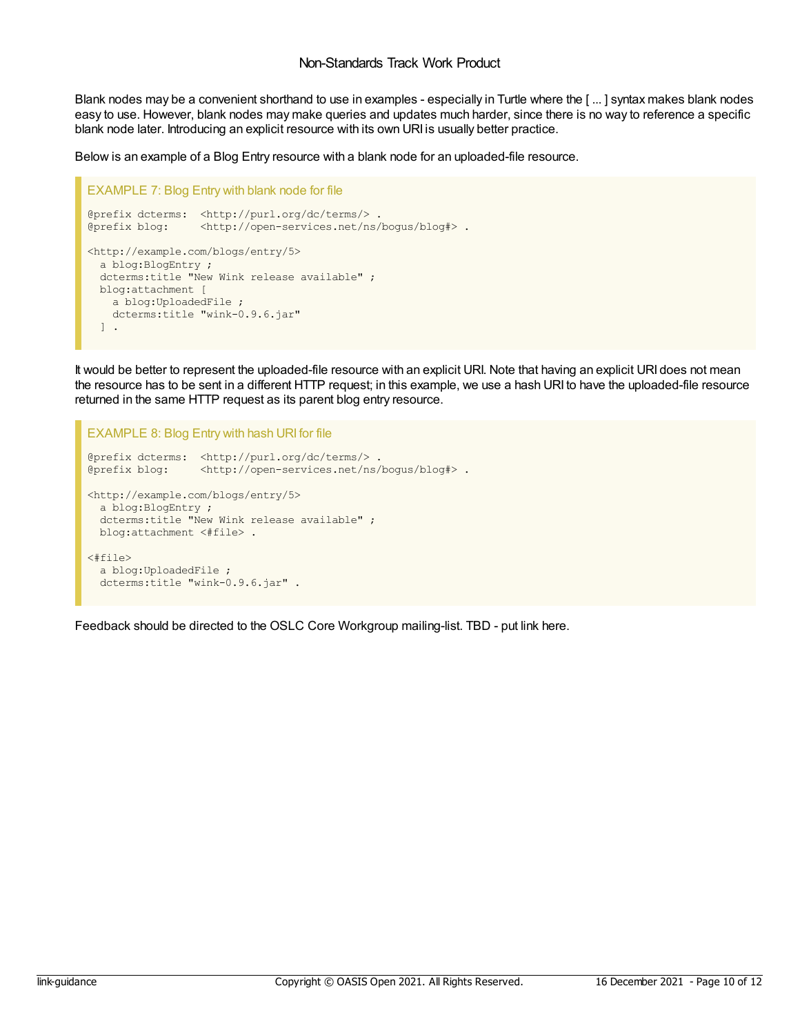Blank nodes may be a convenient shorthand to use in examples - especially in Turtle where the [ ... ] syntax makes blank nodes easy to use. However, blank nodes may make queries and updates much harder, since there is no way to reference a specific blank node later. Introducing an explicit resource with its own URI is usually better practice.

Below is an example of a Blog Entry resource with a blank node for an uploaded-file resource.

EXAMPLE 7: Blog Entry with blank node for file

```
@prefix dcterms:  <http://purl.org/dc/terms/> .
@prefix blog:     <http://open-services.net/ns/bogus/blog#> .

<http://example.com/blogs/entry/5>
  a blog:BlogEntry ;
  dcterms:title "New Wink release available" ;
  blog:attachment [
    a blog:UploadedFile ;
    dcterms:title "wink-0.9.6.jar"
  ] .
```

It would be better to represent the uploaded-file resource with an explicit URI. Note that having an explicit URI does not mean the resource has to be sent in a different HTTP request; in this example, we use a hash URI to have the uploaded-file resource returned in the same HTTP request as its parent blog entry resource.

EXAMPLE 8: Blog Entry with hash URI for file

```
@prefix dcterms:  <http://purl.org/dc/terms/> .
@prefix blog:     <http://open-services.net/ns/bogus/blog#> .

<http://example.com/blogs/entry/5>
  a blog:BlogEntry ;
  dcterms:title "New Wink release available" ;
  blog:attachment <#file> .

<#file>
  a blog:UploadedFile ;
  dcterms:title "wink-0.9.6.jar" .
```

Feedback should be directed to the OSLC Core Workgroup mailing-list. TBD - put link here.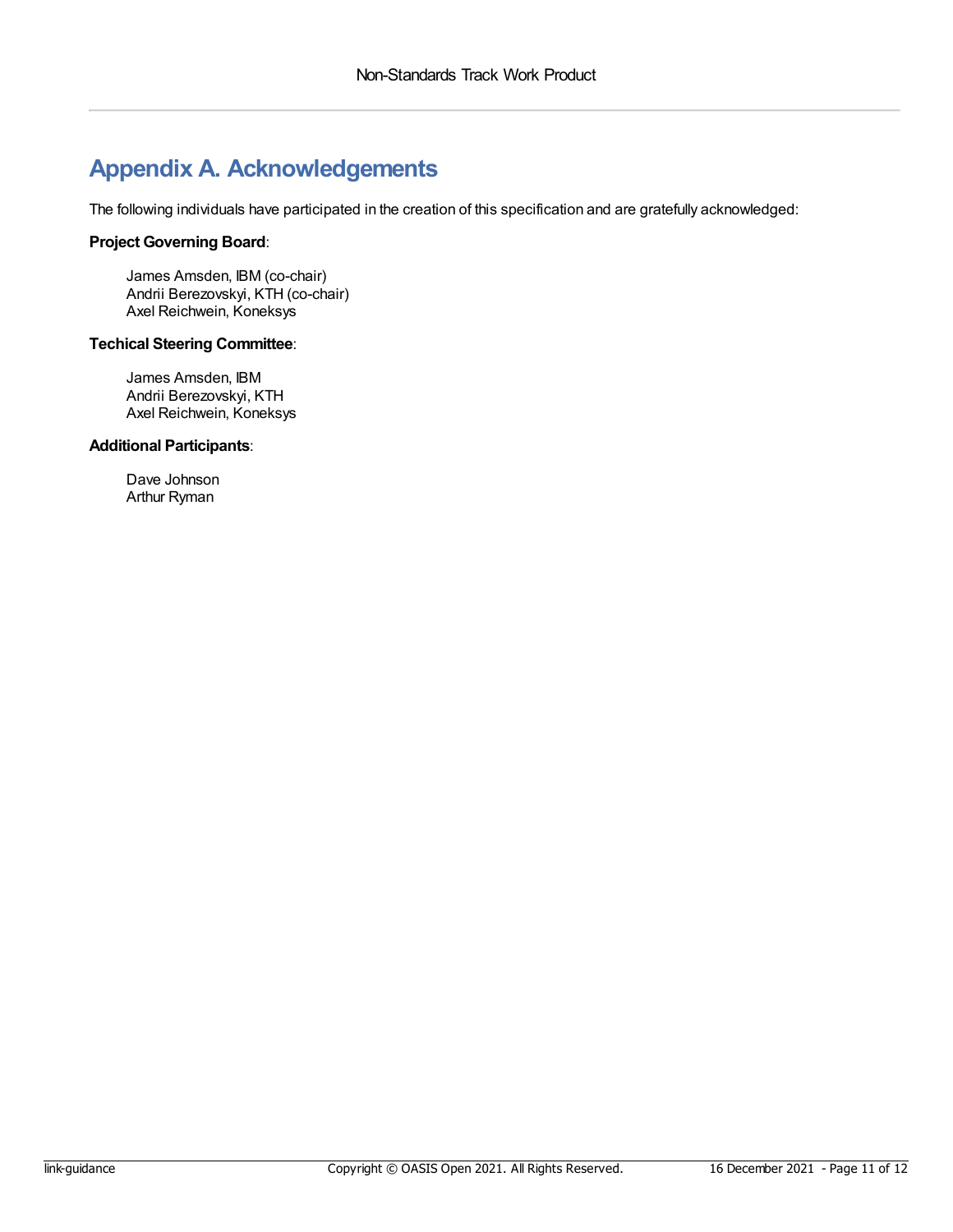# Appendix A. Acknowledgements

The following individuals have participated in the creation of this specification and are gratefully acknowledged:

**Project Governing Board**:

James Amsden, IBM (co-chair)
Andrii Berezovskyi, KTH (co-chair)
Axel Reichwein, Koneksys

**Techical Steering Committee**:

James Amsden, IBM
Andrii Berezovskyi, KTH
Axel Reichwein, Koneksys

**Additional Participants**:

Dave Johnson
Arthur Ryman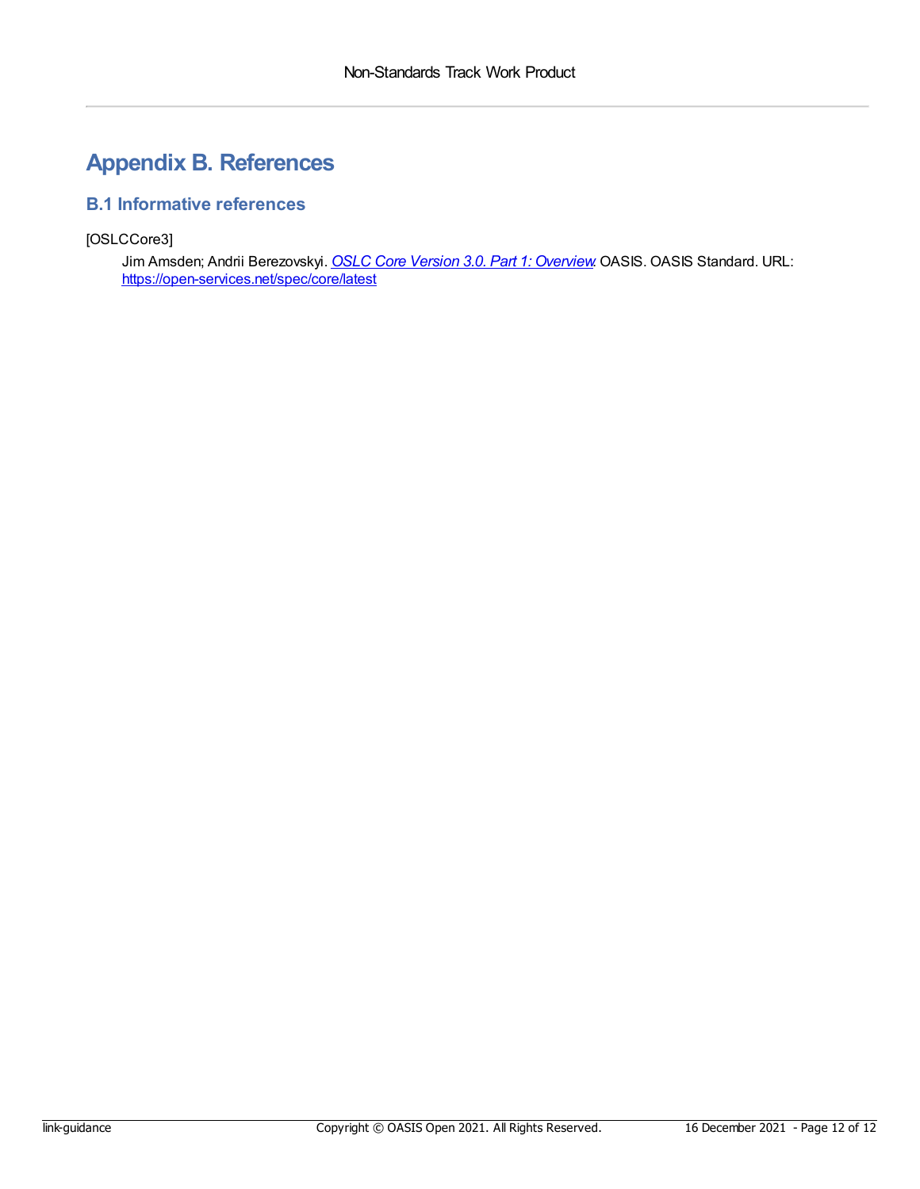# Appendix B. References

## B.1 Informative references

[OSLCCore3]

Jim Amsden; Andrii Berezovskyi. *[OSLC Core Version 3.0. Part 1: Overview](https://open-services.net/spec/core/latest)*. OASIS. OASIS Standard. URL: [https://open-services.net/spec/core/latest](https://open-services.net/spec/core/latest)